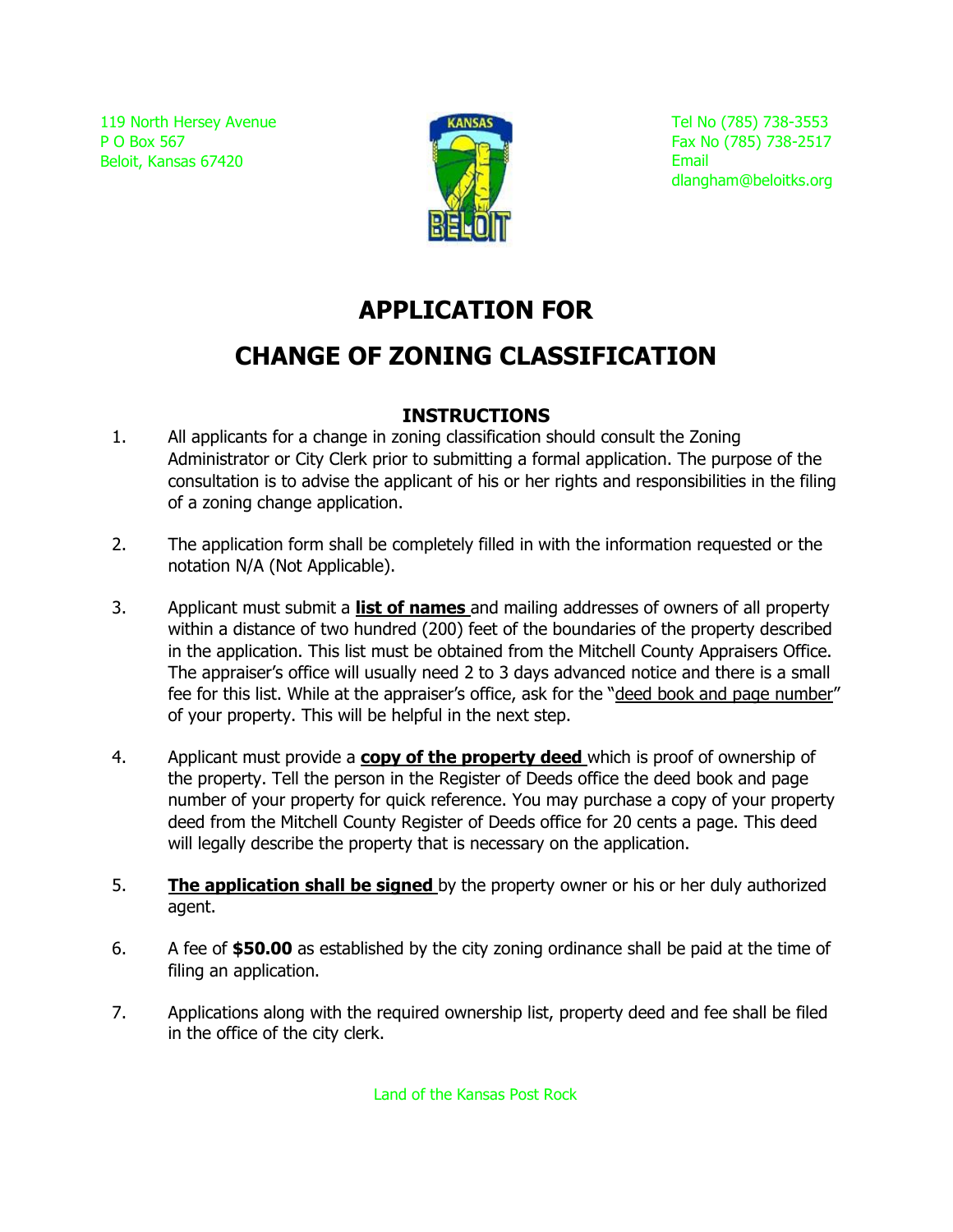119 North Hersey Avenue
P O Box 567
Beloit, Kansas 67420

Tel No (785) 738-3553
Fax No (785) 738-2517
Email
dlangham@beloitks.org

# APPLICATION FOR

# CHANGE OF ZONING CLASSIFICATION

## INSTRUCTIONS

1. All applicants for a change in zoning classification should consult the Zoning Administrator or City Clerk prior to submitting a formal application. The purpose of the consultation is to advise the applicant of his or her rights and responsibilities in the filing of a zoning change application.

2. The application form shall be completely filled in with the information requested or the notation N/A (Not Applicable).

3. Applicant must submit a **list of names** and mailing addresses of owners of all property within a distance of two hundred (200) feet of the boundaries of the property described in the application. This list must be obtained from the Mitchell County Appraisers Office. The appraiser's office will usually need 2 to 3 days advanced notice and there is a small fee for this list. While at the appraiser's office, ask for the "deed book and page number" of your property. This will be helpful in the next step.

4. Applicant must provide a **copy of the property deed** which is proof of ownership of the property. Tell the person in the Register of Deeds office the deed book and page number of your property for quick reference. You may purchase a copy of your property deed from the Mitchell County Register of Deeds office for 20 cents a page. This deed will legally describe the property that is necessary on the application.

5. **The application shall be signed** by the property owner or his or her duly authorized agent.

6. A fee of **$50.00** as established by the city zoning ordinance shall be paid at the time of filing an application.

7. Applications along with the required ownership list, property deed and fee shall be filed in the office of the city clerk.

Land of the Kansas Post Rock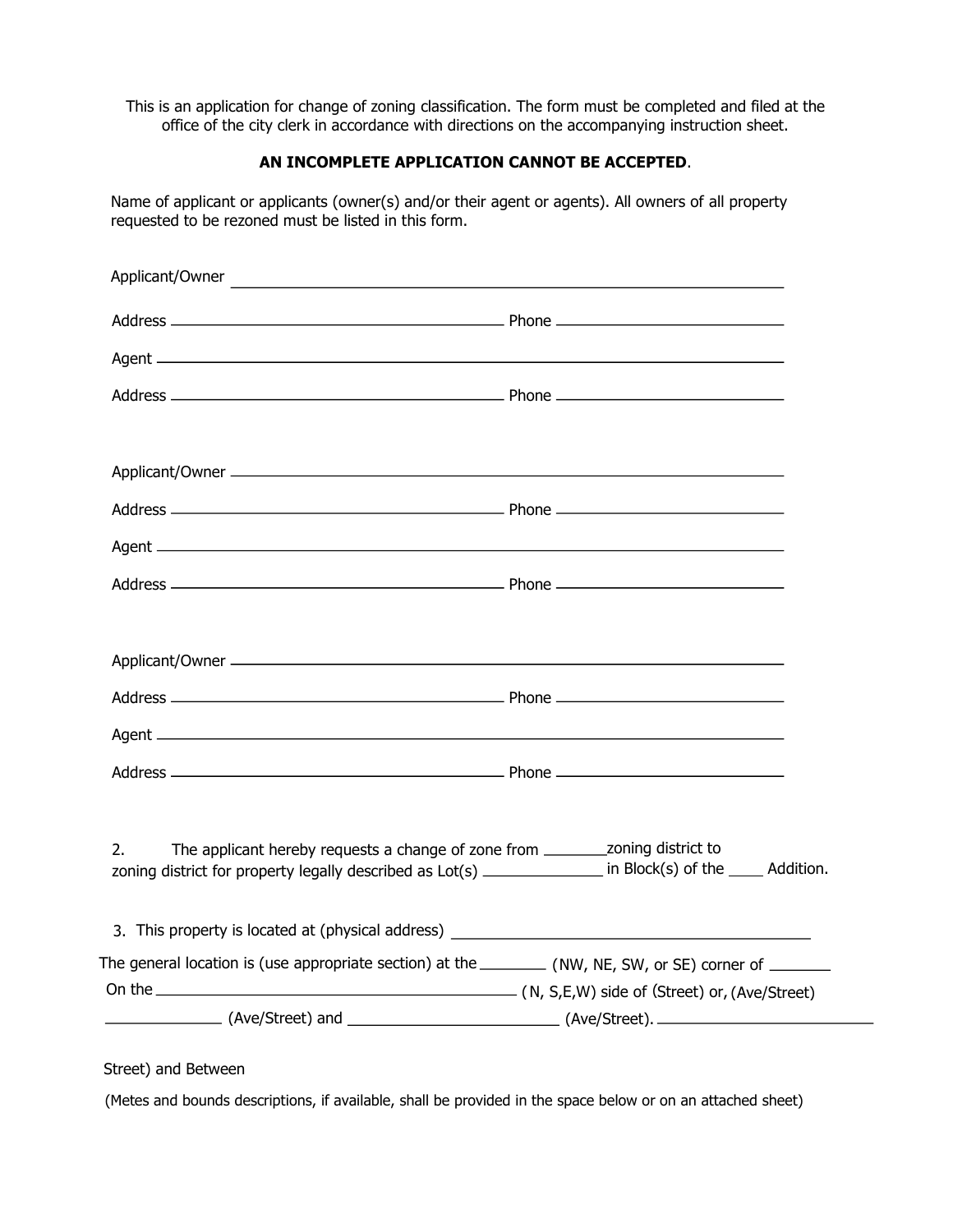This is an application for change of zoning classification. The form must be completed and filed at the office of the city clerk in accordance with directions on the accompanying instruction sheet.

**AN INCOMPLETE APPLICATION CANNOT BE ACCEPTED**.

Name of applicant or applicants (owner(s) and/or their agent or agents). All owners of all property requested to be rezoned must be listed in this form.

Applicant/Owner ______________________________________________

Address ______________________________ Phone ____________________

Agent ________________________________________________________

Address ______________________________ Phone ____________________

Applicant/Owner ______________________________________________

Address ______________________________ Phone ____________________

Agent ________________________________________________________

Address ______________________________ Phone ____________________

Applicant/Owner ______________________________________________

Address ______________________________ Phone ____________________

Agent ________________________________________________________

Address ______________________________ Phone ____________________

2. The applicant hereby requests a change of zone from ________zoning district to zoning district for property legally described as Lot(s) ______________ in Block(s) of the ____ Addition.

3. This property is located at (physical address) ______________________________

The general location is (use appropriate section) at the ________ (NW, NE, SW, or SE) corner of ________
On the ______________________________ (N, S,E,W) side of (Street) or, (Ave/Street)
______________ (Ave/Street) and __________________ (Ave/Street). ____________________

Street) and Between

(Metes and bounds descriptions, if available, shall be provided in the space below or on an attached sheet)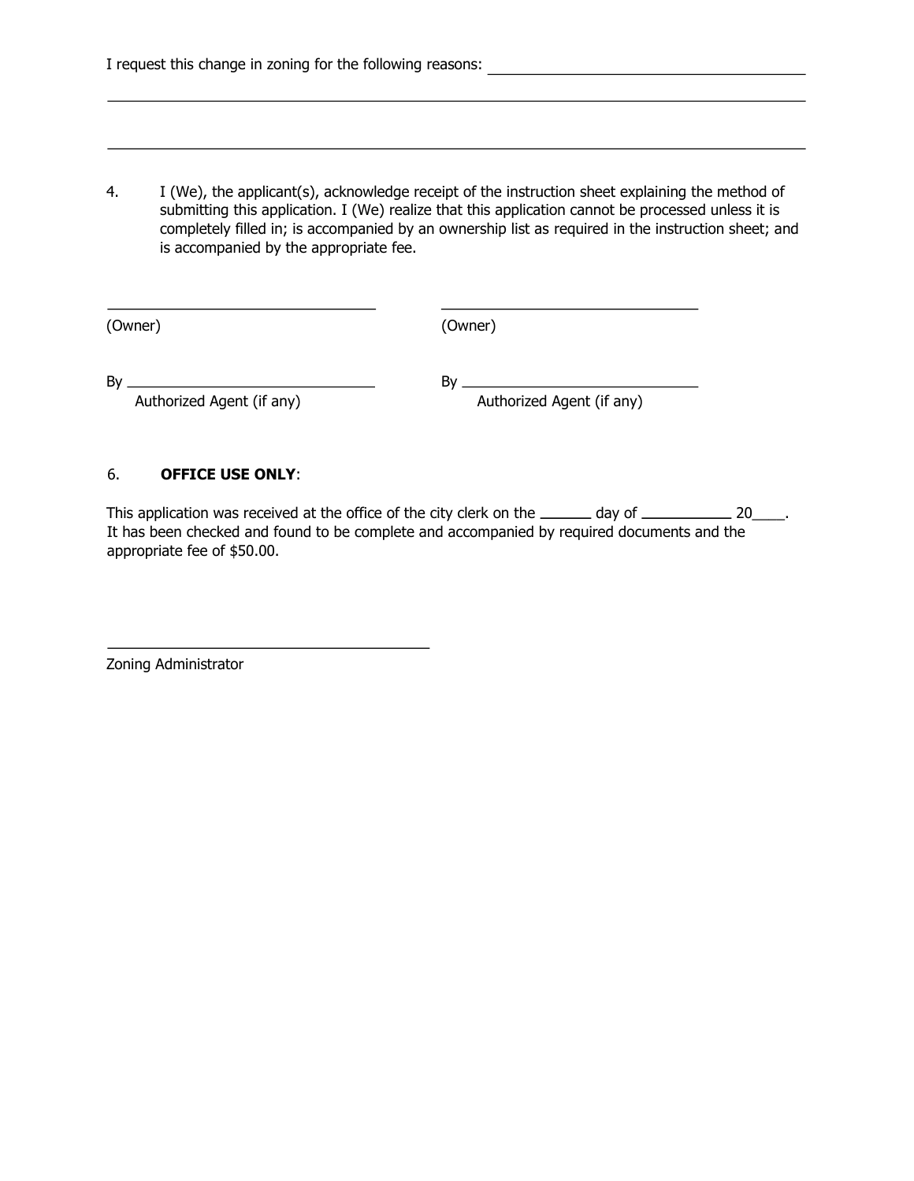I request this change in zoning for the following reasons: ______________________________________

____________________________________________________________________________________

____________________________________________________________________________________

4. I (We), the applicant(s), acknowledge receipt of the instruction sheet explaining the method of submitting this application. I (We) realize that this application cannot be processed unless it is completely filled in; is accompanied by an ownership list as required in the instruction sheet; and is accompanied by the appropriate fee.

________________________________ ________________________________
(Owner) (Owner)

By ______________________________ By ______________________________
Authorized Agent (if any) Authorized Agent (if any)

6. **OFFICE USE ONLY**:

This application was received at the office of the city clerk on the ______ day of ___________ 20____. It has been checked and found to be complete and accompanied by required documents and the appropriate fee of $50.00.

______________________________________
Zoning Administrator